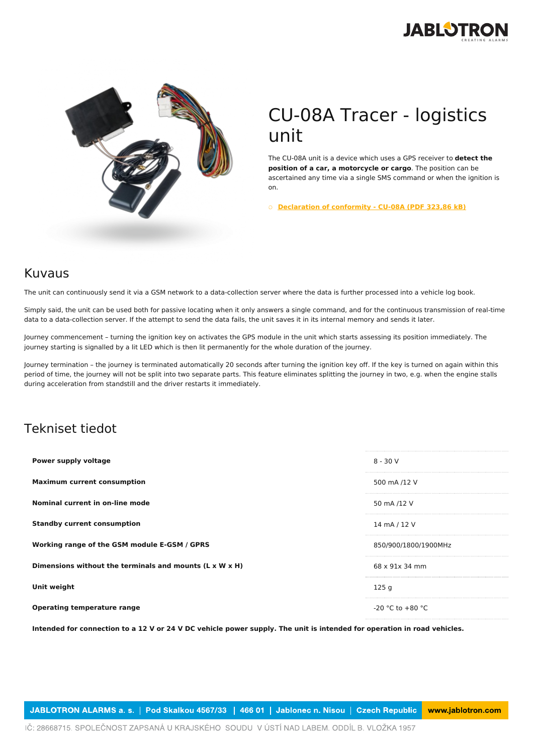# CU-08A Tracer - logistics unit

The CU-08A unit is a device which uses a GPS receiver to **detect the position of a car, a motorcycle or cargo**. The position can be ascertained any time via a single SMS command or when the ignition is on.

- **Declaration of conformity - CU-08A (PDF 323,86 kB)**

## Kuvaus

The unit can continuously send it via a GSM network to a data-collection server where the data is further processed into a vehicle log book.

Simply said, the unit can be used both for passive locating when it only answers a single command, and for the continuous transmission of real-time data to a data-collection server. If the attempt to send the data fails, the unit saves it in its internal memory and sends it later.

Journey commencement – turning the ignition key on activates the GPS module in the unit which starts assessing its position immediately. The journey starting is signalled by a lit LED which is then lit permanently for the whole duration of the journey.

Journey termination – the journey is terminated automatically 20 seconds after turning the ignition key off. If the key is turned on again within this period of time, the journey will not be split into two separate parts. This feature eliminates splitting the journey in two, e.g. when the engine stalls during acceleration from standstill and the driver restarts it immediately.

## Tekniset tiedot

| | |
|---|---|
| **Power supply voltage** | 8 - 30 V |
| **Maximum current consumption** | 500 mA /12 V |
| **Nominal current in on-line mode** | 50 mA /12 V |
| **Standby current consumption** | 14 mA / 12 V |
| **Working range of the GSM module E-GSM / GPRS** | 850/900/1800/1900MHz |
| **Dimensions without the terminals and mounts (L x W x H)** | 68 x 91x 34 mm |
| **Unit weight** | 125 g |
| **Operating temperature range** | -20 °C to +80 °C |

**Intended for connection to a 12 V or 24 V DC vehicle power supply. The unit is intended for operation in road vehicles.**